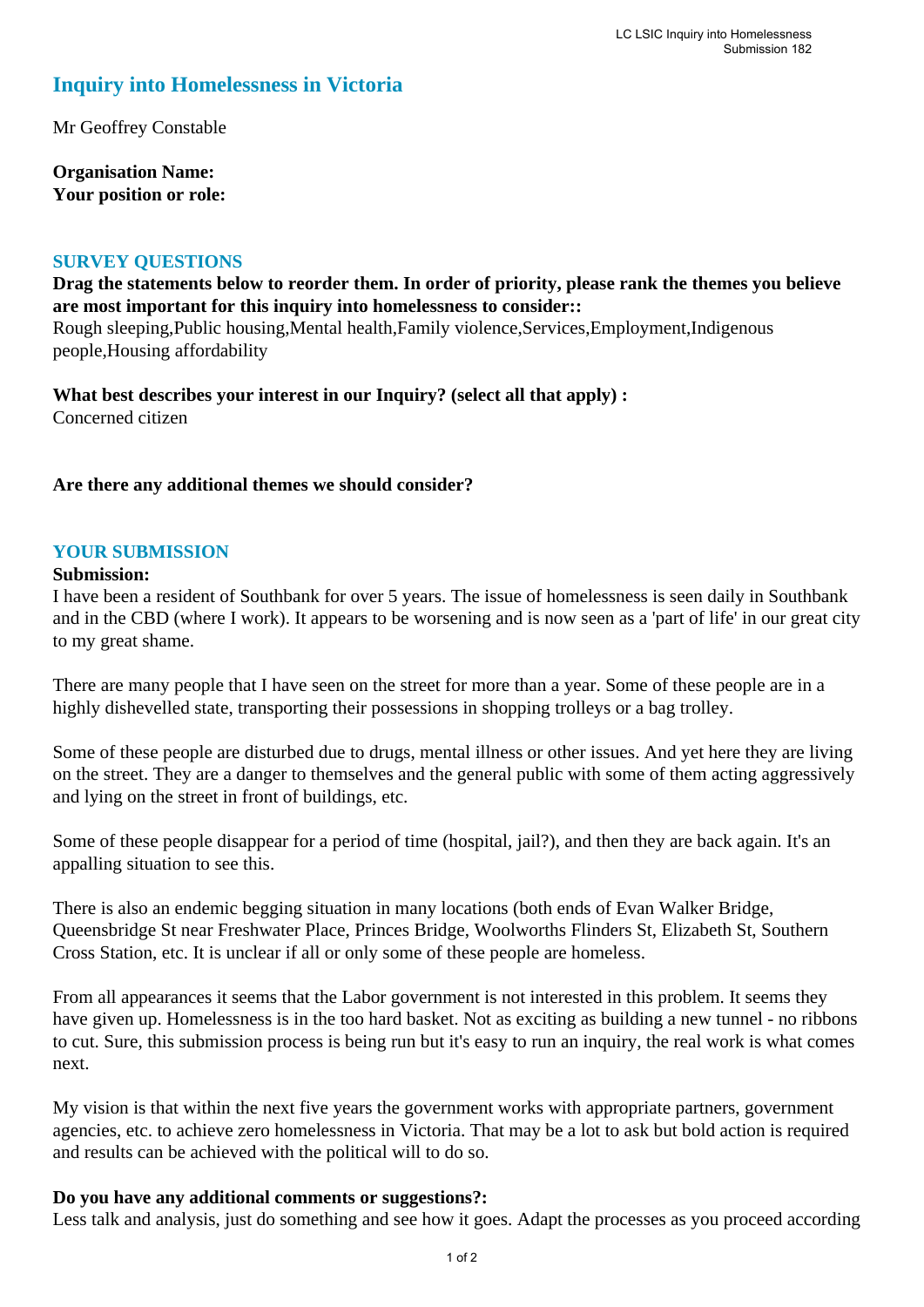# Inquiry into Homelessness in Victoria

Mr Geoffrey Constable

**Organisation Name:**
**Your position or role:**

## SURVEY QUESTIONS

**Drag the statements below to reorder them. In order of priority, please rank the themes you believe are most important for this inquiry into homelessness to consider::**
Rough sleeping,Public housing,Mental health,Family violence,Services,Employment,Indigenous people,Housing affordability

**What best describes your interest in our Inquiry? (select all that apply) :**
Concerned citizen

**Are there any additional themes we should consider?**

## YOUR SUBMISSION

**Submission:**
I have been a resident of Southbank for over 5 years. The issue of homelessness is seen daily in Southbank and in the CBD (where I work). It appears to be worsening and is now seen as a 'part of life' in our great city to my great shame.

There are many people that I have seen on the street for more than a year. Some of these people are in a highly dishevelled state, transporting their possessions in shopping trolleys or a bag trolley.

Some of these people are disturbed due to drugs, mental illness or other issues. And yet here they are living on the street. They are a danger to themselves and the general public with some of them acting aggressively and lying on the street in front of buildings, etc.

Some of these people disappear for a period of time (hospital, jail?), and then they are back again. It's an appalling situation to see this.

There is also an endemic begging situation in many locations (both ends of Evan Walker Bridge, Queensbridge St near Freshwater Place, Princes Bridge, Woolworths Flinders St, Elizabeth St, Southern Cross Station, etc. It is unclear if all or only some of these people are homeless.

From all appearances it seems that the Labor government is not interested in this problem. It seems they have given up. Homelessness is in the too hard basket. Not as exciting as building a new tunnel - no ribbons to cut. Sure, this submission process is being run but it's easy to run an inquiry, the real work is what comes next.

My vision is that within the next five years the government works with appropriate partners, government agencies, etc. to achieve zero homelessness in Victoria. That may be a lot to ask but bold action is required and results can be achieved with the political will to do so.

**Do you have any additional comments or suggestions?:**
Less talk and analysis, just do something and see how it goes. Adapt the processes as you proceed according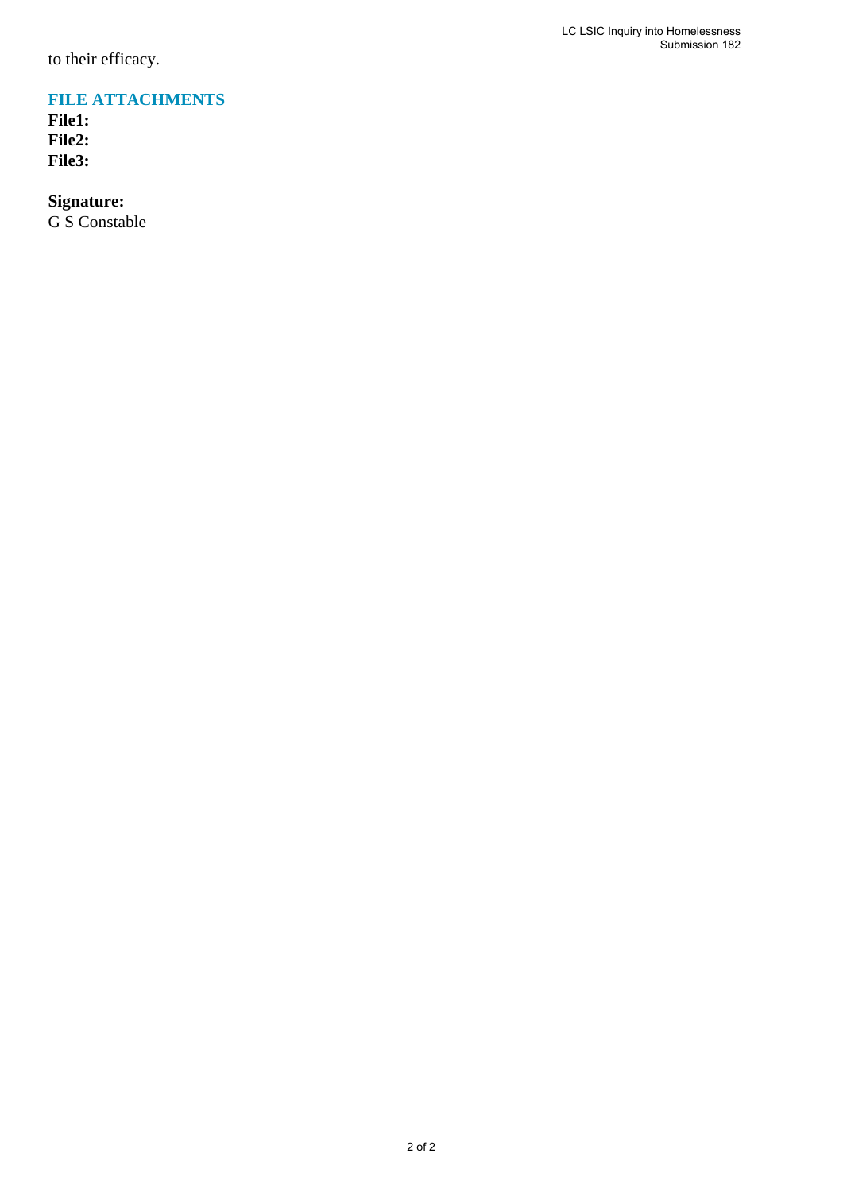to their efficacy.

## FILE ATTACHMENTS

**File1:**
**File2:**
**File3:**

**Signature:**
G S Constable